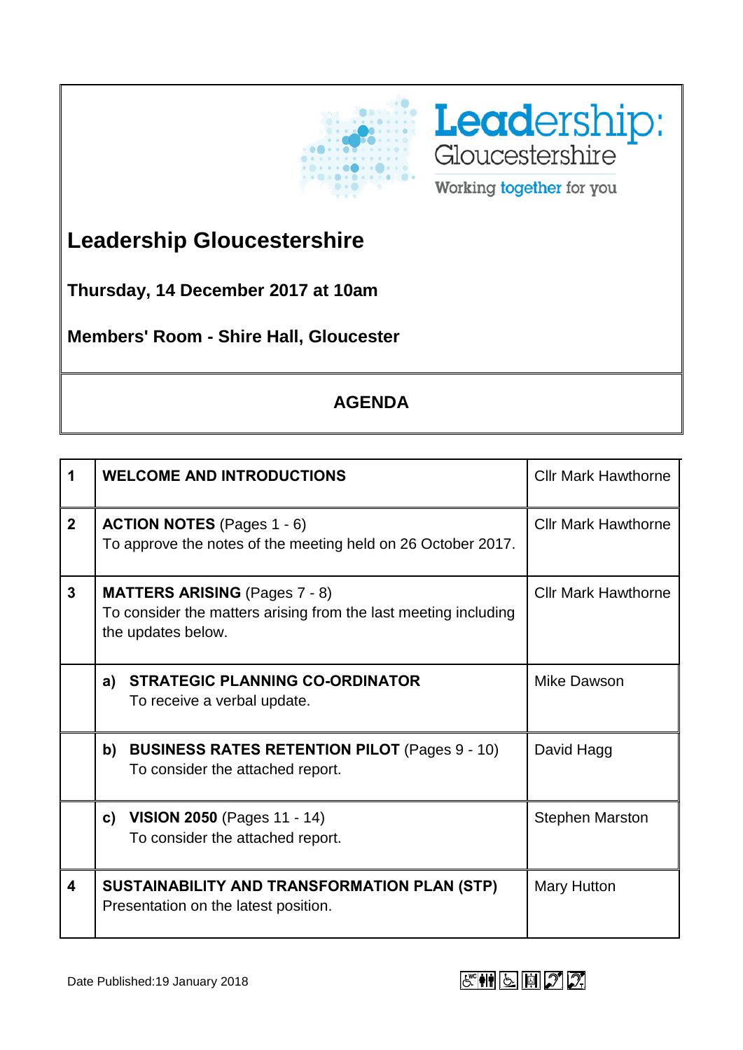Leadership: Gloucestershire
Working together for you

# Leadership Gloucestershire

**Thursday, 14 December 2017 at 10am**

**Members' Room - Shire Hall, Gloucester**

## AGENDA

| | | |
|---|---|---|
| **1** | **WELCOME AND INTRODUCTIONS** | Cllr Mark Hawthorne |
| **2** | **ACTION NOTES** (Pages 1 - 6)<br>To approve the notes of the meeting held on 26 October 2017. | Cllr Mark Hawthorne |
| **3** | **MATTERS ARISING** (Pages 7 - 8)<br>To consider the matters arising from the last meeting including the updates below. | Cllr Mark Hawthorne |
| | **a) STRATEGIC PLANNING CO-ORDINATOR**<br>To receive a verbal update. | Mike Dawson |
| | **b) BUSINESS RATES RETENTION PILOT** (Pages 9 - 10)<br>To consider the attached report. | David Hagg |
| | **c) VISION 2050** (Pages 11 - 14)<br>To consider the attached report. | Stephen Marston |
| **4** | **SUSTAINABILITY AND TRANSFORMATION PLAN (STP)**<br>Presentation on the latest position. | Mary Hutton |

Date Published:19 January 2018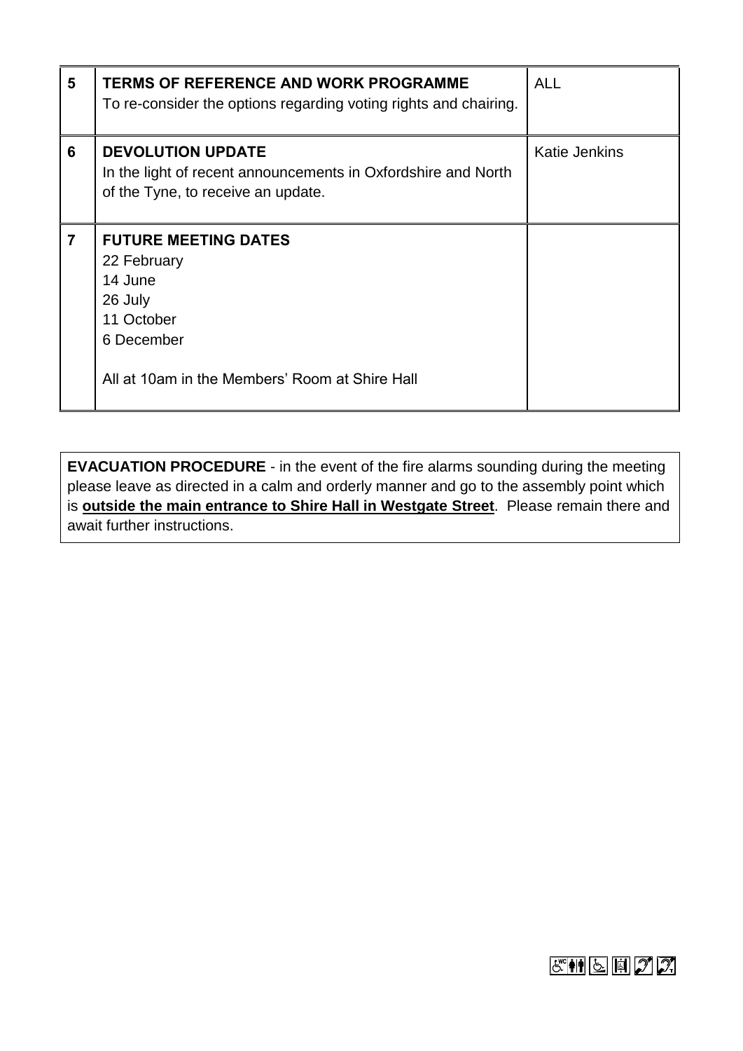| | | |
|---|---|---|
| 5 | **TERMS OF REFERENCE AND WORK PROGRAMME**<br>To re-consider the options regarding voting rights and chairing. | ALL |
| 6 | **DEVOLUTION UPDATE**<br>In the light of recent announcements in Oxfordshire and North of the Tyne, to receive an update. | Katie Jenkins |
| 7 | **FUTURE MEETING DATES**<br>22 February<br>14 June<br>26 July<br>11 October<br>6 December<br><br>All at 10am in the Members' Room at Shire Hall | |

**EVACUATION PROCEDURE** - in the event of the fire alarms sounding during the meeting please leave as directed in a calm and orderly manner and go to the assembly point which is **outside the main entrance to Shire Hall in Westgate Street**. Please remain there and await further instructions.